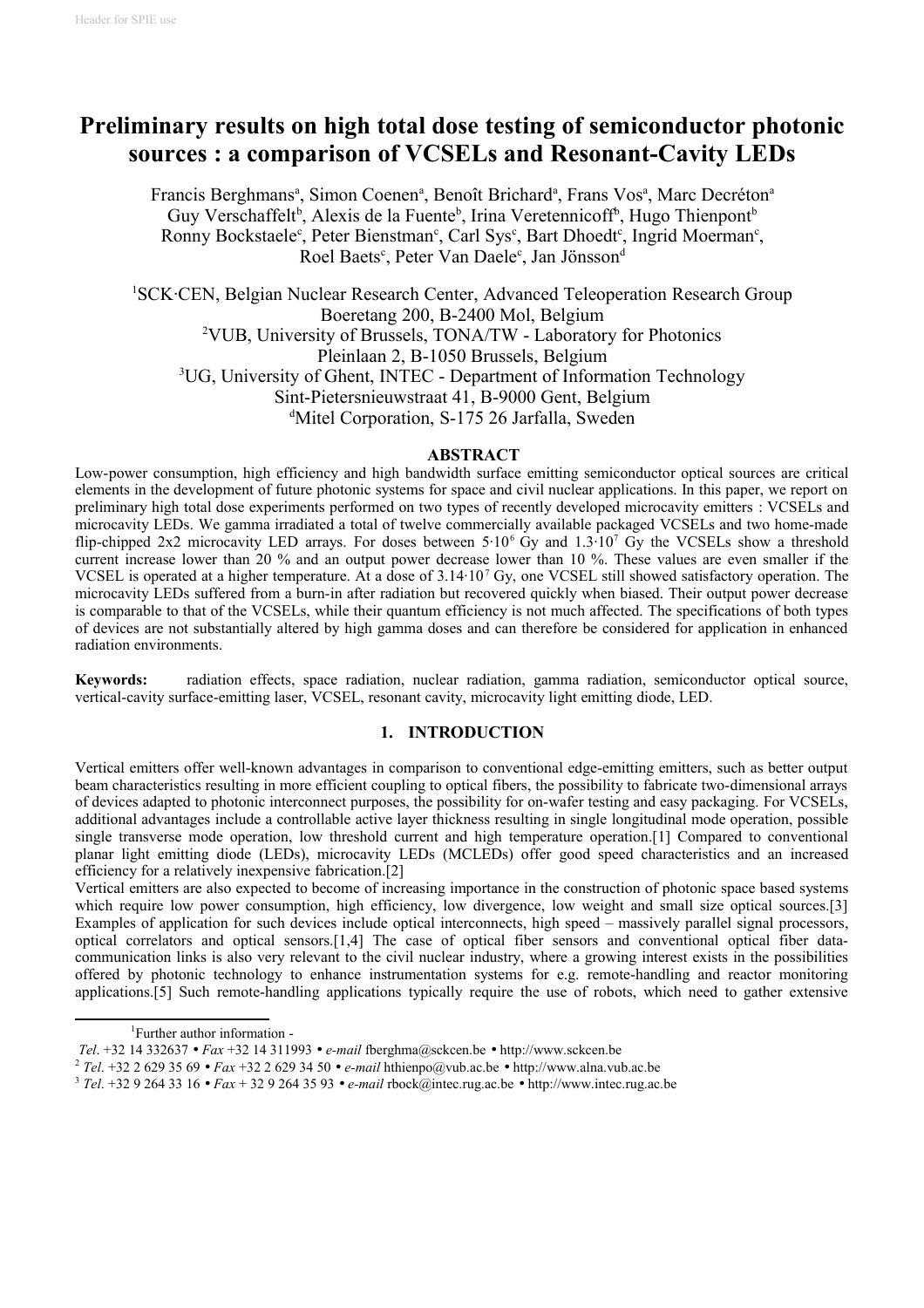# Preliminary results on high total dose testing of semiconductor photonic sources : a comparison of VCSELs and Resonant-Cavity LEDs

Francis Berghmans[a], Simon Coenen[a], Benoît Brichard[a], Frans Vos[a], Marc Decréton[a]
Guy Verschaffelt[b], Alexis de la Fuente[b], Irina Veretennicoff[b], Hugo Thienpont[b]
Ronny Bockstaele[c], Peter Bienstman[c], Carl Sys[c], Bart Dhoedt[c], Ingrid Moerman[c],
Roel Baets[c], Peter Van Daele[c], Jan Jönsson[d]

[1]SCK·CEN, Belgian Nuclear Research Center, Advanced Teleoperation Research Group
Boeretang 200, B-2400 Mol, Belgium
[2]VUB, University of Brussels, TONA/TW - Laboratory for Photonics
Pleinlaan 2, B-1050 Brussels, Belgium
[3]UG, University of Ghent, INTEC - Department of Information Technology
Sint-Pietersnieuwstraat 41, B-9000 Gent, Belgium
[d]Mitel Corporation, S-175 26 Jarfalla, Sweden

## ABSTRACT

Low-power consumption, high efficiency and high bandwidth surface emitting semiconductor optical sources are critical elements in the development of future photonic systems for space and civil nuclear applications. In this paper, we report on preliminary high total dose experiments performed on two types of recently developed microcavity emitters : VCSELs and microcavity LEDs. We gamma irradiated a total of twelve commercially available packaged VCSELs and two home-made flip-chipped 2x2 microcavity LED arrays. For doses between $5\cdot10^{6}$ Gy and $1.3\cdot10^{7}$ Gy the VCSELs show a threshold current increase lower than 20 % and an output power decrease lower than 10 %. These values are even smaller if the VCSEL is operated at a higher temperature. At a dose of $3.14\cdot10^{7}$ Gy, one VCSEL still showed satisfactory operation. The microcavity LEDs suffered from a burn-in after radiation but recovered quickly when biased. Their output power decrease is comparable to that of the VCSELs, while their quantum efficiency is not much affected. The specifications of both types of devices are not substantially altered by high gamma doses and can therefore be considered for application in enhanced radiation environments.

**Keywords:** radiation effects, space radiation, nuclear radiation, gamma radiation, semiconductor optical source, vertical-cavity surface-emitting laser, VCSEL, resonant cavity, microcavity light emitting diode, LED.

## 1. INTRODUCTION

Vertical emitters offer well-known advantages in comparison to conventional edge-emitting emitters, such as better output beam characteristics resulting in more efficient coupling to optical fibers, the possibility to fabricate two-dimensional arrays of devices adapted to photonic interconnect purposes, the possibility for on-wafer testing and easy packaging. For VCSELs, additional advantages include a controllable active layer thickness resulting in single longitudinal mode operation, possible single transverse mode operation, low threshold current and high temperature operation.[1] Compared to conventional planar light emitting diode (LEDs), microcavity LEDs (MCLEDs) offer good speed characteristics and an increased efficiency for a relatively inexpensive fabrication.[2]

Vertical emitters are also expected to become of increasing importance in the construction of photonic space based systems which require low power consumption, high efficiency, low divergence, low weight and small size optical sources.[3] Examples of application for such devices include optical interconnects, high speed – massively parallel signal processors, optical correlators and optical sensors.[1,4] The case of optical fiber sensors and conventional optical fiber data-communication links is also very relevant to the civil nuclear industry, where a growing interest exists in the possibilities offered by photonic technology to enhance instrumentation systems for e.g. remote-handling and reactor monitoring applications.[5] Such remote-handling applications typically require the use of robots, which need to gather extensive

---

[1]Further author information -
*Tel*. +32 14 332637 • *Fax* +32 14 311993 • *e-mail* fberghma@sckcen.be • http://www.sckcen.be
[2] *Tel*. +32 2 629 35 69 • *Fax* +32 2 629 34 50 • *e-mail* hthienpo@vub.ac.be • http://www.alna.vub.ac.be
[3] *Tel*. +32 9 264 33 16 • *Fax* + 32 9 264 35 93 • *e-mail* rbock@intec.rug.ac.be • http://www.intec.rug.ac.be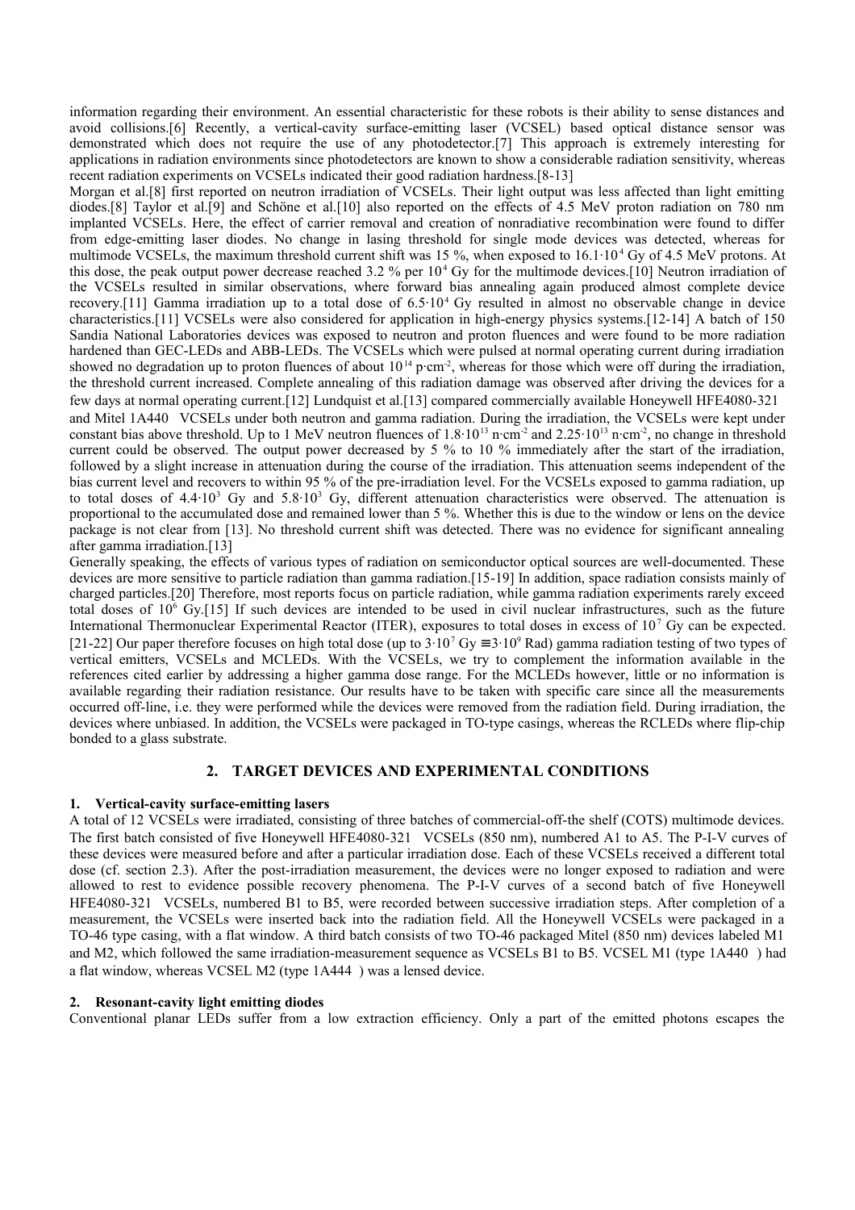information regarding their environment. An essential characteristic for these robots is their ability to sense distances and avoid collisions.[6] Recently, a vertical-cavity surface-emitting laser (VCSEL) based optical distance sensor was demonstrated which does not require the use of any photodetector.[7] This approach is extremely interesting for applications in radiation environments since photodetectors are known to show a considerable radiation sensitivity, whereas recent radiation experiments on VCSELs indicated their good radiation hardness.[8-13]

Morgan et al.[8] first reported on neutron irradiation of VCSELs. Their light output was less affected than light emitting diodes.[8] Taylor et al.[9] and Schöne et al.[10] also reported on the effects of 4.5 MeV proton radiation on 780 nm implanted VCSELs. Here, the effect of carrier removal and creation of nonradiative recombination were found to differ from edge-emitting laser diodes. No change in lasing threshold for single mode devices was detected, whereas for multimode VCSELs, the maximum threshold current shift was 15 %, when exposed to $16.1 \cdot 10^4$ Gy of 4.5 MeV protons. At this dose, the peak output power decrease reached 3.2 % per $10^4$ Gy for the multimode devices.[10] Neutron irradiation of the VCSELs resulted in similar observations, where forward bias annealing again produced almost complete device recovery.[11] Gamma irradiation up to a total dose of $6.5 \cdot 10^4$ Gy resulted in almost no observable change in device characteristics.[11] VCSELs were also considered for application in high-energy physics systems.[12-14] A batch of 150 Sandia National Laboratories devices was exposed to neutron and proton fluences and were found to be more radiation hardened than GEC-LEDs and ABB-LEDs. The VCSELs which were pulsed at normal operating current during irradiation showed no degradation up to proton fluences of about $10^{14}$ p·cm$^{-2}$, whereas for those which were off during the irradiation, the threshold current increased. Complete annealing of this radiation damage was observed after driving the devices for a few days at normal operating current.[12] Lundquist et al.[13] compared commercially available Honeywell HFE4080-321 and Mitel 1A440 VCSELs under both neutron and gamma radiation. During the irradiation, the VCSELs were kept under constant bias above threshold. Up to 1 MeV neutron fluences of $1.8 \cdot 10^{13}$ n·cm$^{-2}$ and $2.25 \cdot 10^{13}$ n·cm$^{-2}$, no change in threshold current could be observed. The output power decreased by 5 % to 10 % immediately after the start of the irradiation, followed by a slight increase in attenuation during the course of the irradiation. This attenuation seems independent of the bias current level and recovers to within 95 % of the pre-irradiation level. For the VCSELs exposed to gamma radiation, up to total doses of $4.4 \cdot 10^3$ Gy and $5.8 \cdot 10^3$ Gy, different attenuation characteristics were observed. The attenuation is proportional to the accumulated dose and remained lower than 5 %. Whether this is due to the window or lens on the device package is not clear from [13]. No threshold current shift was detected. There was no evidence for significant annealing after gamma irradiation.[13]

Generally speaking, the effects of various types of radiation on semiconductor optical sources are well-documented. These devices are more sensitive to particle radiation than gamma radiation.[15-19] In addition, space radiation consists mainly of charged particles.[20] Therefore, most reports focus on particle radiation, while gamma radiation experiments rarely exceed total doses of $10^6$ Gy.[15] If such devices are intended to be used in civil nuclear infrastructures, such as the future International Thermonuclear Experimental Reactor (ITER), exposures to total doses in excess of $10^7$ Gy can be expected.[21-22] Our paper therefore focuses on high total dose (up to $3 \cdot 10^7$ Gy $\equiv 3 \cdot 10^9$ Rad) gamma radiation testing of two types of vertical emitters, VCSELs and MCLEDs. With the VCSELs, we try to complement the information available in the references cited earlier by addressing a higher gamma dose range. For the MCLEDs however, little or no information is available regarding their radiation resistance. Our results have to be taken with specific care since all the measurements occurred off-line, i.e. they were performed while the devices were removed from the radiation field. During irradiation, the devices where unbiased. In addition, the VCSELs were packaged in TO-type casings, whereas the RCLEDs where flip-chip bonded to a glass substrate.

## 2. TARGET DEVICES AND EXPERIMENTAL CONDITIONS

### 1. Vertical-cavity surface-emitting lasers

A total of 12 VCSELs were irradiated, consisting of three batches of commercial-off-the shelf (COTS) multimode devices. The first batch consisted of five Honeywell HFE4080-321 VCSELs (850 nm), numbered A1 to A5. The P-I-V curves of these devices were measured before and after a particular irradiation dose. Each of these VCSELs received a different total dose (cf. section 2.3). After the post-irradiation measurement, the devices were no longer exposed to radiation and were allowed to rest to evidence possible recovery phenomena. The P-I-V curves of a second batch of five Honeywell HFE4080-321 VCSELs, numbered B1 to B5, were recorded between successive irradiation steps. After completion of a measurement, the VCSELs were inserted back into the radiation field. All the Honeywell VCSELs were packaged in a TO-46 type casing, with a flat window. A third batch consists of two TO-46 packaged Mitel (850 nm) devices labeled M1 and M2, which followed the same irradiation-measurement sequence as VCSELs B1 to B5. VCSEL M1 (type 1A440 ) had a flat window, whereas VCSEL M2 (type 1A444 ) was a lensed device.

### 2. Resonant-cavity light emitting diodes

Conventional planar LEDs suffer from a low extraction efficiency. Only a part of the emitted photons escapes the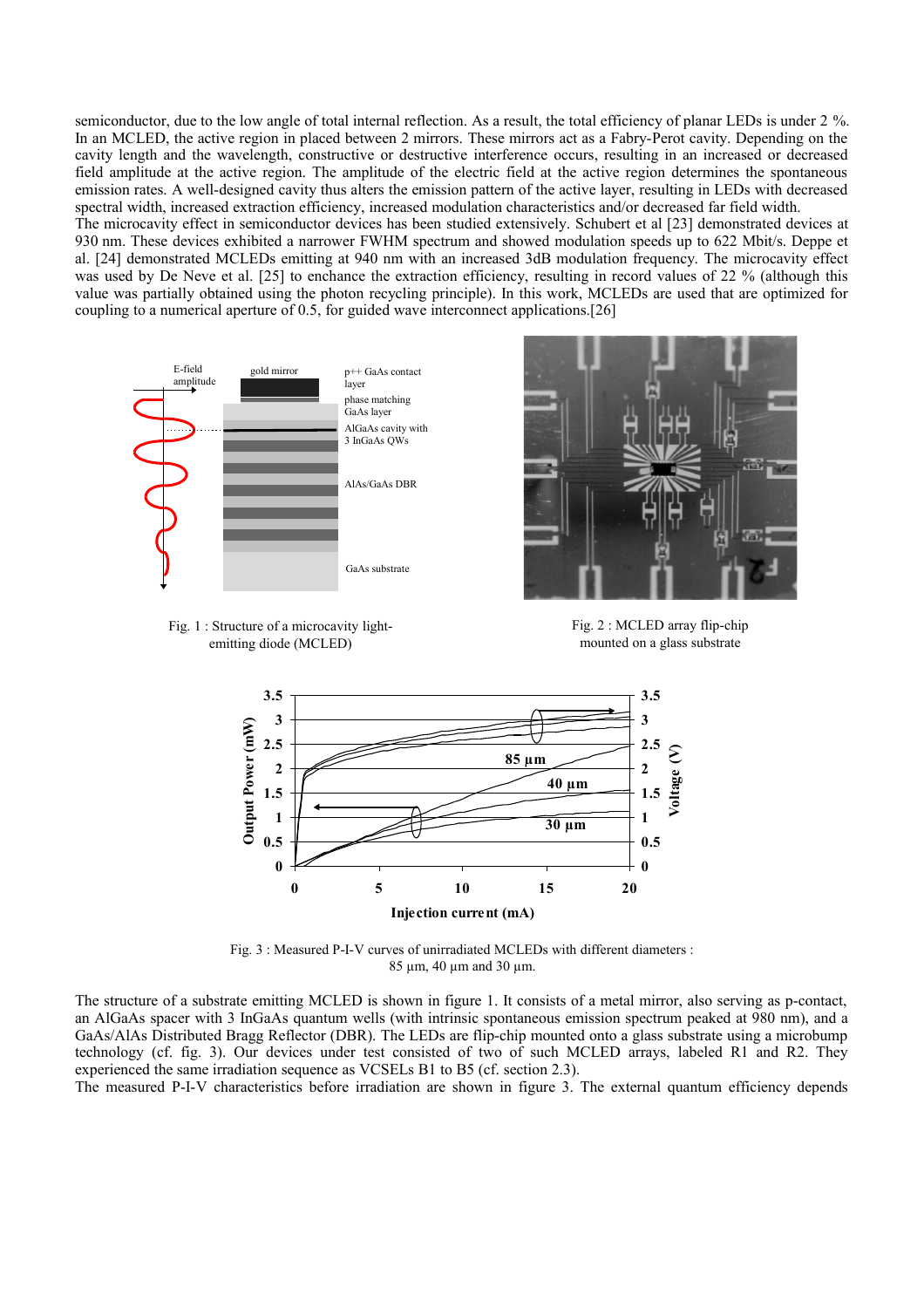semiconductor, due to the low angle of total internal reflection. As a result, the total efficiency of planar LEDs is under 2 %. In an MCLED, the active region in placed between 2 mirrors. These mirrors act as a Fabry-Perot cavity. Depending on the cavity length and the wavelength, constructive or destructive interference occurs, resulting in an increased or decreased field amplitude at the active region. The amplitude of the electric field at the active region determines the spontaneous emission rates. A well-designed cavity thus alters the emission pattern of the active layer, resulting in LEDs with decreased spectral width, increased extraction efficiency, increased modulation characteristics and/or decreased far field width.
The microcavity effect in semiconductor devices has been studied extensively. Schubert et al [23] demonstrated devices at 930 nm. These devices exhibited a narrower FWHM spectrum and showed modulation speeds up to 622 Mbit/s. Deppe et al. [24] demonstrated MCLEDs emitting at 940 nm with an increased 3dB modulation frequency. The microcavity effect was used by De Neve et al. [25] to enchance the extraction efficiency, resulting in record values of 22 % (although this value was partially obtained using the photon recycling principle). In this work, MCLEDs are used that are optimized for coupling to a numerical aperture of 0.5, for guided wave interconnect applications.[26]

Fig. 1 : Structure of a microcavity light-emitting diode (MCLED)

Fig. 2 : MCLED array flip-chip mounted on a glass substrate

Fig. 3 : Measured P-I-V curves of unirradiated MCLEDs with different diameters : 85 µm, 40 µm and 30 µm.

The structure of a substrate emitting MCLED is shown in figure 1. It consists of a metal mirror, also serving as p-contact, an AlGaAs spacer with 3 InGaAs quantum wells (with intrinsic spontaneous emission spectrum peaked at 980 nm), and a GaAs/AlAs Distributed Bragg Reflector (DBR). The LEDs are flip-chip mounted onto a glass substrate using a microbump technology (cf. fig. 3). Our devices under test consisted of two of such MCLED arrays, labeled R1 and R2. They experienced the same irradiation sequence as VCSELs B1 to B5 (cf. section 2.3).
The measured P-I-V characteristics before irradiation are shown in figure 3. The external quantum efficiency depends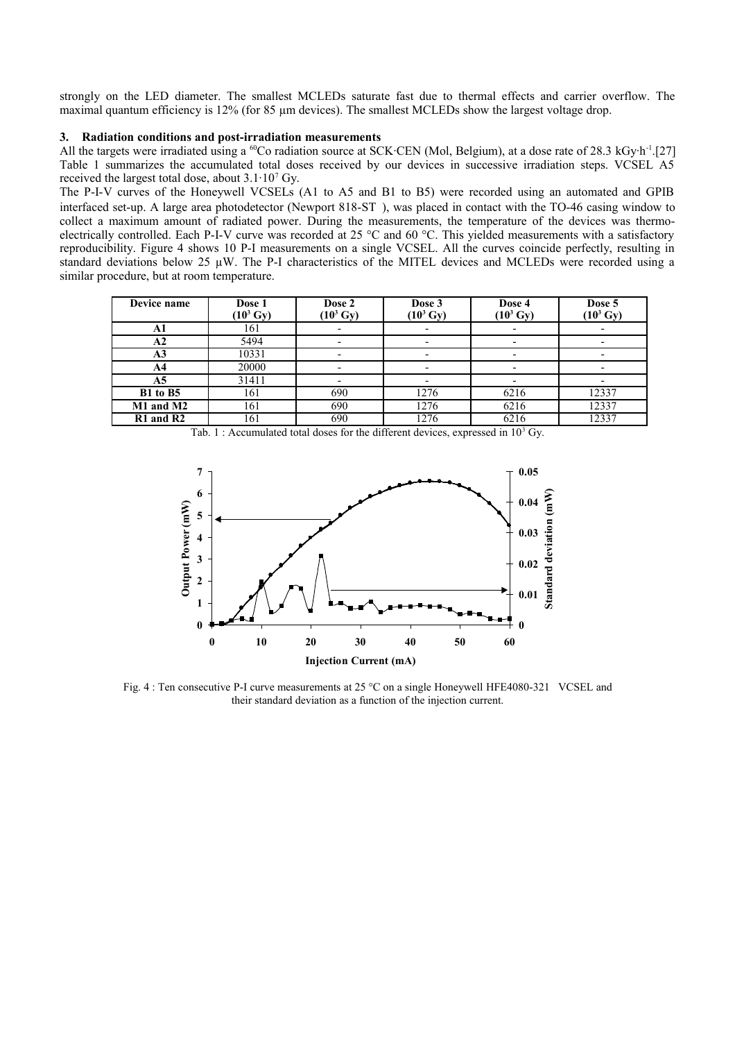strongly on the LED diameter. The smallest MCLEDs saturate fast due to thermal effects and carrier overflow. The maximal quantum efficiency is 12% (for 85 µm devices). The smallest MCLEDs show the largest voltage drop.

### 3. Radiation conditions and post-irradiation measurements

All the targets were irradiated using a $^{60}Co$ radiation source at SCK·CEN (Mol, Belgium), at a dose rate of 28.3 kGy·h$^{-1}$.[27] Table 1 summarizes the accumulated total doses received by our devices in successive irradiation steps. VCSEL A5 received the largest total dose, about $3.1 \cdot 10^7$ Gy.

The P-I-V curves of the Honeywell VCSELs (A1 to A5 and B1 to B5) were recorded using an automated and GPIB interfaced set-up. A large area photodetector (Newport 818-ST ), was placed in contact with the TO-46 casing window to collect a maximum amount of radiated power. During the measurements, the temperature of the devices was thermo-electrically controlled. Each P-I-V curve was recorded at 25 °C and 60 °C. This yielded measurements with a satisfactory reproducibility. Figure 4 shows 10 P-I measurements on a single VCSEL. All the curves coincide perfectly, resulting in standard deviations below 25 µW. The P-I characteristics of the MITEL devices and MCLEDs were recorded using a similar procedure, but at room temperature.

| Device name | Dose 1 ($10^3$ Gy) | Dose 2 ($10^3$ Gy) | Dose 3 ($10^3$ Gy) | Dose 4 ($10^3$ Gy) | Dose 5 ($10^3$ Gy) |
|---|---|---|---|---|---|
| A1 | 161 | - | - | - | - |
| A2 | 5494 | - | - | - | - |
| A3 | 10331 | - | - | - | - |
| A4 | 20000 | - | - | - | - |
| A5 | 31411 | - | - | - | - |
| B1 to B5 | 161 | 690 | 1276 | 6216 | 12337 |
| M1 and M2 | 161 | 690 | 1276 | 6216 | 12337 |
| R1 and R2 | 161 | 690 | 1276 | 6216 | 12337 |

Tab. 1 : Accumulated total doses for the different devices, expressed in $10^3$ Gy.

Fig. 4 : Ten consecutive P-I curve measurements at 25 °C on a single Honeywell HFE4080-321 VCSEL and their standard deviation as a function of the injection current.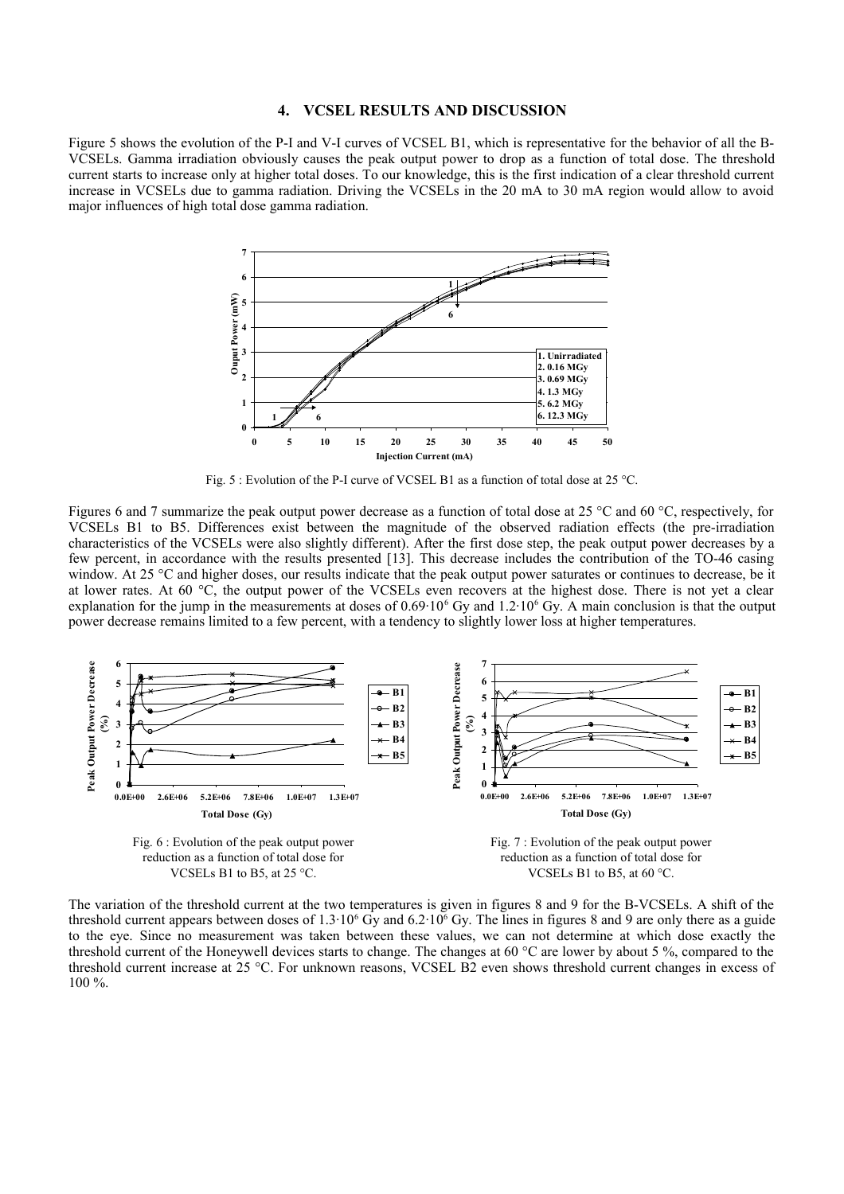## 4. VCSEL RESULTS AND DISCUSSION

Figure 5 shows the evolution of the P-I and V-I curves of VCSEL B1, which is representative for the behavior of all the B-VCSELs. Gamma irradiation obviously causes the peak output power to drop as a function of total dose. The threshold current starts to increase only at higher total doses. To our knowledge, this is the first indication of a clear threshold current increase in VCSELs due to gamma radiation. Driving the VCSELs in the 20 mA to 30 mA region would allow to avoid major influences of high total dose gamma radiation.

Fig. 5 : Evolution of the P-I curve of VCSEL B1 as a function of total dose at 25 °C.

Figures 6 and 7 summarize the peak output power decrease as a function of total dose at 25 °C and 60 °C, respectively, for VCSELs B1 to B5. Differences exist between the magnitude of the observed radiation effects (the pre-irradiation characteristics of the VCSELs were also slightly different). After the first dose step, the peak output power decreases by a few percent, in accordance with the results presented [13]. This decrease includes the contribution of the TO-46 casing window. At 25 °C and higher doses, our results indicate that the peak output power saturates or continues to decrease, be it at lower rates. At 60 °C, the output power of the VCSELs even recovers at the highest dose. There is not yet a clear explanation for the jump in the measurements at doses of $0.69 \cdot 10^6$ Gy and $1.2 \cdot 10^6$ Gy. A main conclusion is that the output power decrease remains limited to a few percent, with a tendency to slightly lower loss at higher temperatures.

Fig. 6 : Evolution of the peak output power reduction as a function of total dose for VCSELs B1 to B5, at 25 °C.

Fig. 7 : Evolution of the peak output power reduction as a function of total dose for VCSELs B1 to B5, at 60 °C.

The variation of the threshold current at the two temperatures is given in figures 8 and 9 for the B-VCSELs. A shift of the threshold current appears between doses of $1.3 \cdot 10^6$ Gy and $6.2 \cdot 10^6$ Gy. The lines in figures 8 and 9 are only there as a guide to the eye. Since no measurement was taken between these values, we can not determine at which dose exactly the threshold current of the Honeywell devices starts to change. The changes at 60 °C are lower by about 5 %, compared to the threshold current increase at 25 °C. For unknown reasons, VCSEL B2 even shows threshold current changes in excess of 100 %.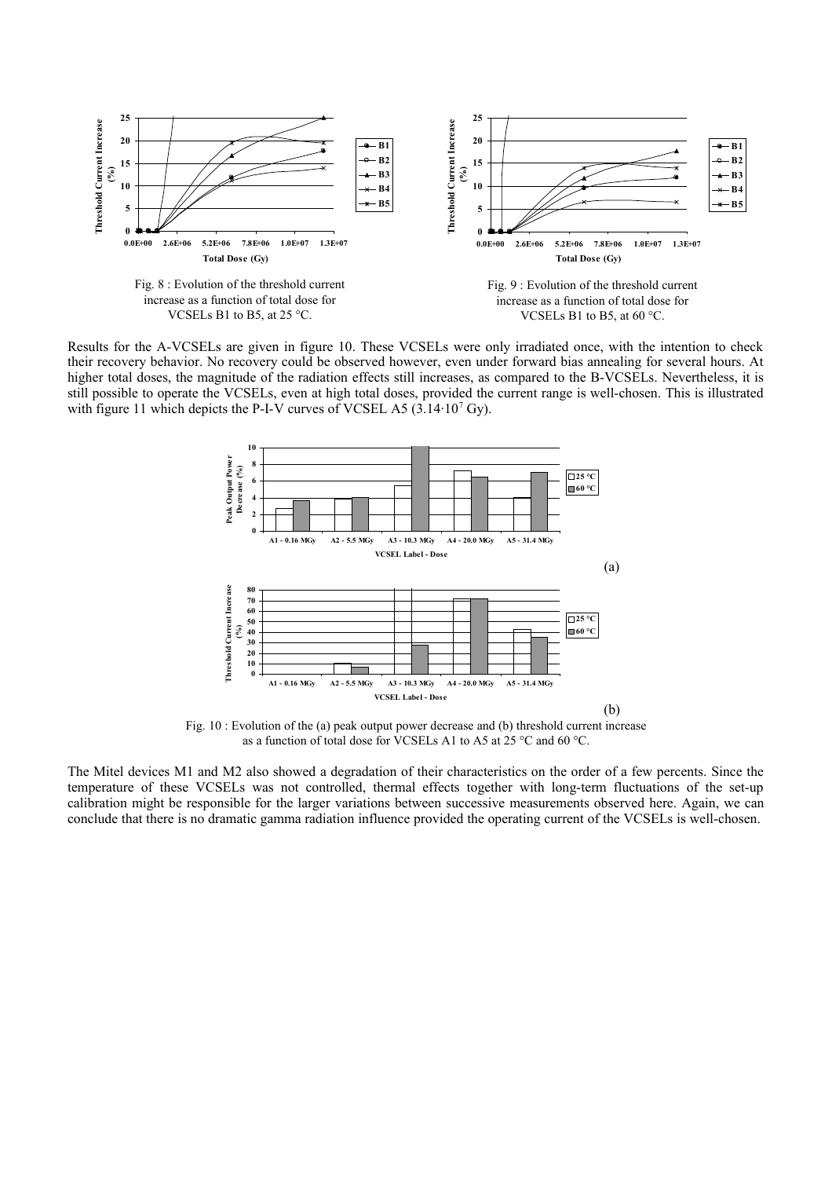Fig. 8 : Evolution of the threshold current increase as a function of total dose for VCSELs B1 to B5, at 25 °C.

Fig. 9 : Evolution of the threshold current increase as a function of total dose for VCSELs B1 to B5, at 60 °C.

Results for the A-VCSELs are given in figure 10. These VCSELs were only irradiated once, with the intention to check their recovery behavior. No recovery could be observed however, even under forward bias annealing for several hours. At higher total doses, the magnitude of the radiation effects still increases, as compared to the B-VCSELs. Nevertheless, it is still possible to operate the VCSELs, even at high total doses, provided the current range is well-chosen. This is illustrated with figure 11 which depicts the P-I-V curves of VCSEL A5 ($3.14 \cdot 10^7$ Gy).

(a)

(b)

Fig. 10 : Evolution of the (a) peak output power decrease and (b) threshold current increase as a function of total dose for VCSELs A1 to A5 at 25 °C and 60 °C.

The Mitel devices M1 and M2 also showed a degradation of their characteristics on the order of a few percents. Since the temperature of these VCSELs was not controlled, thermal effects together with long-term fluctuations of the set-up calibration might be responsible for the larger variations between successive measurements observed here. Again, we can conclude that there is no dramatic gamma radiation influence provided the operating current of the VCSELs is well-chosen.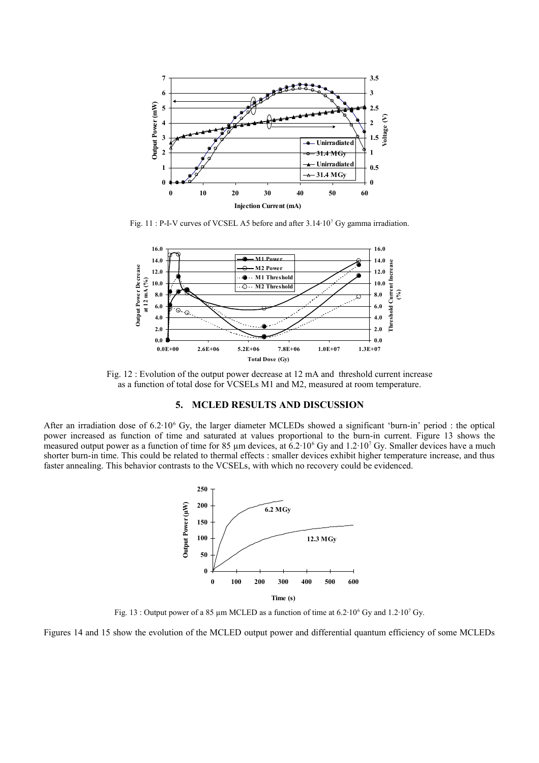Fig. 11 : P-I-V curves of VCSEL A5 before and after $3.14 \cdot 10^7$ Gy gamma irradiation.

Fig. 12 : Evolution of the output power decrease at 12 mA and threshold current increase as a function of total dose for VCSELs M1 and M2, measured at room temperature.

## 5. MCLED RESULTS AND DISCUSSION

After an irradiation dose of $6.2 \cdot 10^6$ Gy, the larger diameter MCLEDs showed a significant 'burn-in' period : the optical power increased as function of time and saturated at values proportional to the burn-in current. Figure 13 shows the measured output power as a function of time for 85 µm devices, at $6.2 \cdot 10^6$ Gy and $1.2 \cdot 10^7$ Gy. Smaller devices have a much shorter burn-in time. This could be related to thermal effects : smaller devices exhibit higher temperature increase, and thus faster annealing. This behavior contrasts to the VCSELs, with which no recovery could be evidenced.

Fig. 13 : Output power of a 85 µm MCLED as a function of time at $6.2 \cdot 10^6$ Gy and $1.2 \cdot 10^7$ Gy.

Figures 14 and 15 show the evolution of the MCLED output power and differential quantum efficiency of some MCLEDs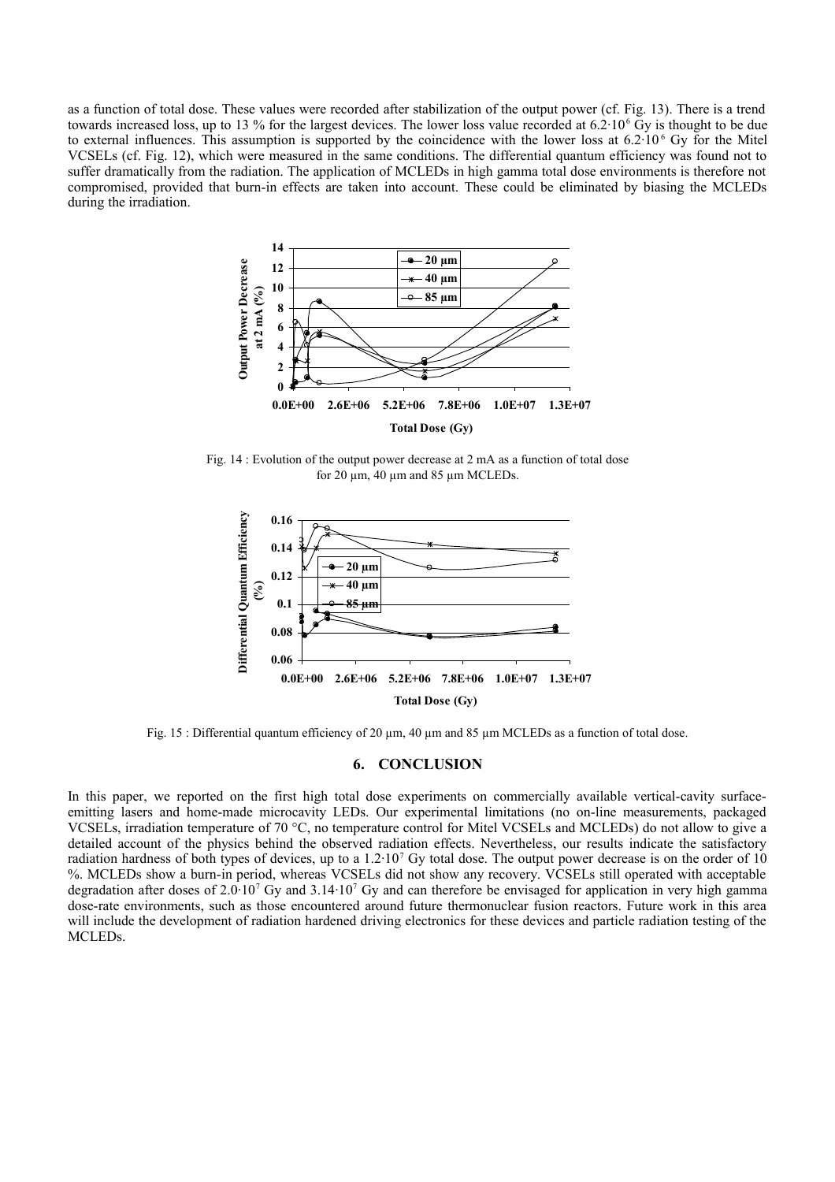as a function of total dose. These values were recorded after stabilization of the output power (cf. Fig. 13). There is a trend towards increased loss, up to 13 % for the largest devices. The lower loss value recorded at $6.2 \cdot 10^6$ Gy is thought to be due to external influences. This assumption is supported by the coincidence with the lower loss at $6.2 \cdot 10^6$ Gy for the Mitel VCSELs (cf. Fig. 12), which were measured in the same conditions. The differential quantum efficiency was found not to suffer dramatically from the radiation. The application of MCLEDs in high gamma total dose environments is therefore not compromised, provided that burn-in effects are taken into account. These could be eliminated by biasing the MCLEDs during the irradiation.

Fig. 14 : Evolution of the output power decrease at 2 mA as a function of total dose for 20 µm, 40 µm and 85 µm MCLEDs.

Fig. 15 : Differential quantum efficiency of 20 µm, 40 µm and 85 µm MCLEDs as a function of total dose.

## 6. CONCLUSION

In this paper, we reported on the first high total dose experiments on commercially available vertical-cavity surface-emitting lasers and home-made microcavity LEDs. Our experimental limitations (no on-line measurements, packaged VCSELs, irradiation temperature of 70 °C, no temperature control for Mitel VCSELs and MCLEDs) do not allow to give a detailed account of the physics behind the observed radiation effects. Nevertheless, our results indicate the satisfactory radiation hardness of both types of devices, up to a $1.2 \cdot 10^7$ Gy total dose. The output power decrease is on the order of 10 %. MCLEDs show a burn-in period, whereas VCSELs did not show any recovery. VCSELs still operated with acceptable degradation after doses of $2.0 \cdot 10^7$ Gy and $3.14 \cdot 10^7$ Gy and can therefore be envisaged for application in very high gamma dose-rate environments, such as those encountered around future thermonuclear fusion reactors. Future work in this area will include the development of radiation hardened driving electronics for these devices and particle radiation testing of the MCLEDs.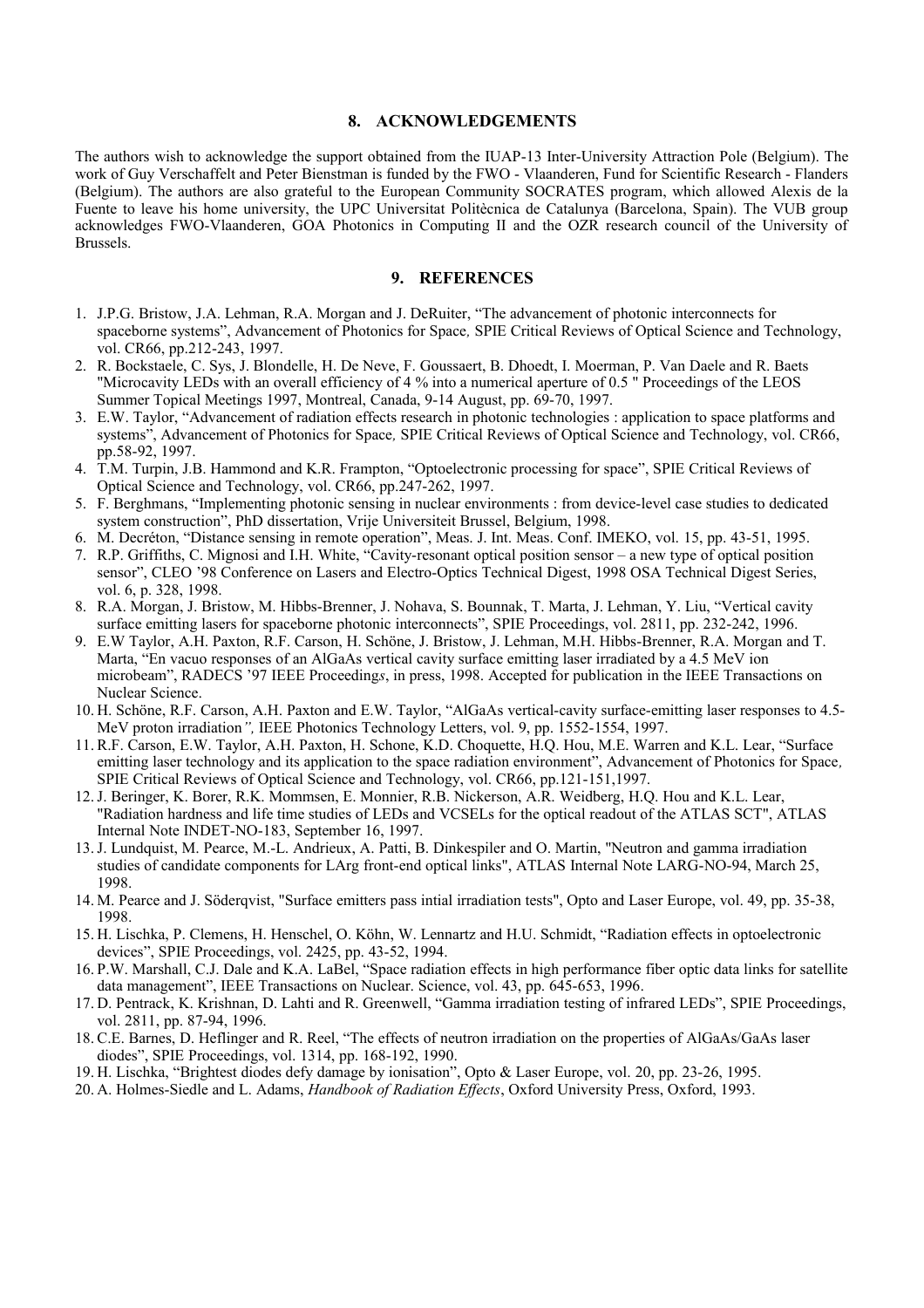## 8. ACKNOWLEDGEMENTS

The authors wish to acknowledge the support obtained from the IUAP-13 Inter-University Attraction Pole (Belgium). The work of Guy Verschaffelt and Peter Bienstman is funded by the FWO - Vlaanderen, Fund for Scientific Research - Flanders (Belgium). The authors are also grateful to the European Community SOCRATES program, which allowed Alexis de la Fuente to leave his home university, the UPC Universitat Politècnica de Catalunya (Barcelona, Spain). The VUB group acknowledges FWO-Vlaanderen, GOA Photonics in Computing II and the OZR research council of the University of Brussels.

## 9. REFERENCES

1. J.P.G. Bristow, J.A. Lehman, R.A. Morgan and J. DeRuiter, "The advancement of photonic interconnects for spaceborne systems", Advancement of Photonics for Space*,* SPIE Critical Reviews of Optical Science and Technology, vol. CR66, pp.212-243, 1997.
2. R. Bockstaele, C. Sys, J. Blondelle, H. De Neve, F. Goussaert, B. Dhoedt, I. Moerman, P. Van Daele and R. Baets "Microcavity LEDs with an overall efficiency of 4 % into a numerical aperture of 0.5 " Proceedings of the LEOS Summer Topical Meetings 1997, Montreal, Canada, 9-14 August, pp. 69-70, 1997.
3. E.W. Taylor, "Advancement of radiation effects research in photonic technologies : application to space platforms and systems", Advancement of Photonics for Space*,* SPIE Critical Reviews of Optical Science and Technology, vol. CR66, pp.58-92, 1997.
4. T.M. Turpin, J.B. Hammond and K.R. Frampton, "Optoelectronic processing for space", SPIE Critical Reviews of Optical Science and Technology, vol. CR66, pp.247-262, 1997.
5. F. Berghmans, "Implementing photonic sensing in nuclear environments : from device-level case studies to dedicated system construction", PhD dissertation, Vrije Universiteit Brussel, Belgium, 1998.
6. M. Decréton, "Distance sensing in remote operation", Meas. J. Int. Meas. Conf. IMEKO, vol. 15, pp. 43-51, 1995.
7. R.P. Griffiths, C. Mignosi and I.H. White, "Cavity-resonant optical position sensor – a new type of optical position sensor", CLEO '98 Conference on Lasers and Electro-Optics Technical Digest, 1998 OSA Technical Digest Series, vol. 6, p. 328, 1998.
8. R.A. Morgan, J. Bristow, M. Hibbs-Brenner, J. Nohava, S. Bounnak, T. Marta, J. Lehman, Y. Liu, "Vertical cavity surface emitting lasers for spaceborne photonic interconnects", SPIE Proceedings, vol. 2811, pp. 232-242, 1996.
9. E.W Taylor, A.H. Paxton, R.F. Carson, H. Schöne, J. Bristow, J. Lehman, M.H. Hibbs-Brenner, R.A. Morgan and T. Marta, "En vacuo responses of an AlGaAs vertical cavity surface emitting laser irradiated by a 4.5 MeV ion microbeam", RADECS '97 IEEE Proceeding*s*, in press, 1998. Accepted for publication in the IEEE Transactions on Nuclear Science.
10. H. Schöne, R.F. Carson, A.H. Paxton and E.W. Taylor, "AlGaAs vertical-cavity surface-emitting laser responses to 4.5-MeV proton irradiation*",* IEEE Photonics Technology Letters, vol. 9, pp. 1552-1554, 1997.
11. R.F. Carson, E.W. Taylor, A.H. Paxton, H. Schone, K.D. Choquette, H.Q. Hou, M.E. Warren and K.L. Lear, "Surface emitting laser technology and its application to the space radiation environment", Advancement of Photonics for Space*,* SPIE Critical Reviews of Optical Science and Technology, vol. CR66, pp.121-151,1997.
12. J. Beringer, K. Borer, R.K. Mommsen, E. Monnier, R.B. Nickerson, A.R. Weidberg, H.Q. Hou and K.L. Lear, "Radiation hardness and life time studies of LEDs and VCSELs for the optical readout of the ATLAS SCT", ATLAS Internal Note INDET-NO-183, September 16, 1997.
13. J. Lundquist, M. Pearce, M.-L. Andrieux, A. Patti, B. Dinkespiler and O. Martin, "Neutron and gamma irradiation studies of candidate components for LArg front-end optical links", ATLAS Internal Note LARG-NO-94, March 25, 1998.
14. M. Pearce and J. Söderqvist, "Surface emitters pass intial irradiation tests", Opto and Laser Europe, vol. 49, pp. 35-38, 1998.
15. H. Lischka, P. Clemens, H. Henschel, O. Köhn, W. Lennartz and H.U. Schmidt, "Radiation effects in optoelectronic devices", SPIE Proceedings, vol. 2425, pp. 43-52, 1994.
16. P.W. Marshall, C.J. Dale and K.A. LaBel, "Space radiation effects in high performance fiber optic data links for satellite data management", IEEE Transactions on Nuclear. Science, vol. 43, pp. 645-653, 1996.
17. D. Pentrack, K. Krishnan, D. Lahti and R. Greenwell, "Gamma irradiation testing of infrared LEDs", SPIE Proceedings, vol. 2811, pp. 87-94, 1996.
18. C.E. Barnes, D. Heflinger and R. Reel, "The effects of neutron irradiation on the properties of AlGaAs/GaAs laser diodes", SPIE Proceedings, vol. 1314, pp. 168-192, 1990.
19. H. Lischka, "Brightest diodes defy damage by ionisation", Opto & Laser Europe, vol. 20, pp. 23-26, 1995.
20. A. Holmes-Siedle and L. Adams, *Handbook of Radiation Effects*, Oxford University Press, Oxford, 1993.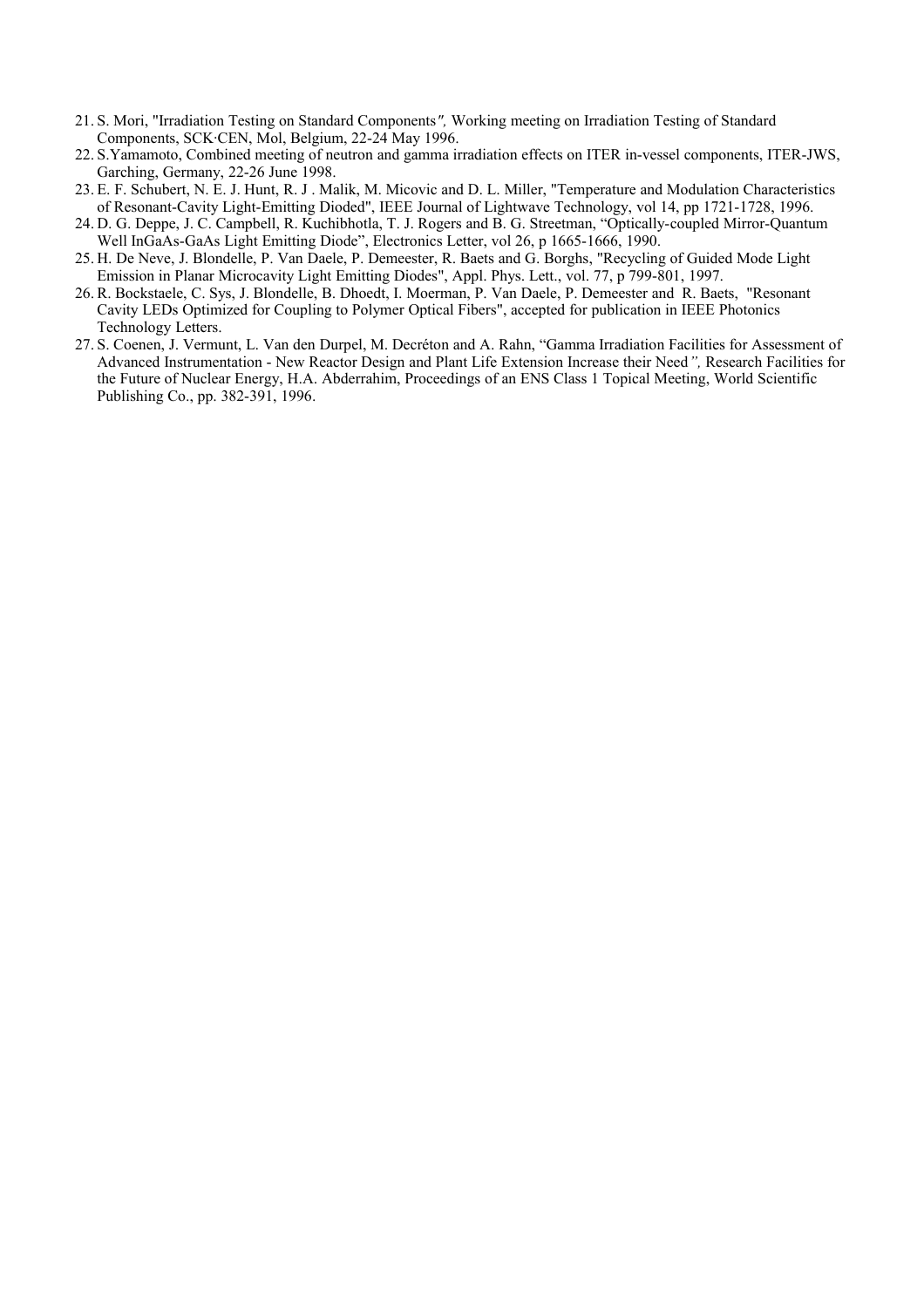21. S. Mori, "Irradiation Testing on Standard Components", Working meeting on Irradiation Testing of Standard Components, SCK·CEN, Mol, Belgium, 22-24 May 1996.
22. S.Yamamoto, Combined meeting of neutron and gamma irradiation effects on ITER in-vessel components, ITER-JWS, Garching, Germany, 22-26 June 1998.
23. E. F. Schubert, N. E. J. Hunt, R. J . Malik, M. Micovic and D. L. Miller, "Temperature and Modulation Characteristics of Resonant-Cavity Light-Emitting Dioded", IEEE Journal of Lightwave Technology, vol 14, pp 1721-1728, 1996.
24. D. G. Deppe, J. C. Campbell, R. Kuchibhotla, T. J. Rogers and B. G. Streetman, "Optically-coupled Mirror-Quantum Well InGaAs-GaAs Light Emitting Diode", Electronics Letter, vol 26, p 1665-1666, 1990.
25. H. De Neve, J. Blondelle, P. Van Daele, P. Demeester, R. Baets and G. Borghs, "Recycling of Guided Mode Light Emission in Planar Microcavity Light Emitting Diodes", Appl. Phys. Lett., vol. 77, p 799-801, 1997.
26. R. Bockstaele, C. Sys, J. Blondelle, B. Dhoedt, I. Moerman, P. Van Daele, P. Demeester and R. Baets, "Resonant Cavity LEDs Optimized for Coupling to Polymer Optical Fibers", accepted for publication in IEEE Photonics Technology Letters.
27. S. Coenen, J. Vermunt, L. Van den Durpel, M. Decréton and A. Rahn, "Gamma Irradiation Facilities for Assessment of Advanced Instrumentation - New Reactor Design and Plant Life Extension Increase their Need", Research Facilities for the Future of Nuclear Energy, H.A. Abderrahim, Proceedings of an ENS Class 1 Topical Meeting, World Scientific Publishing Co., pp. 382-391, 1996.